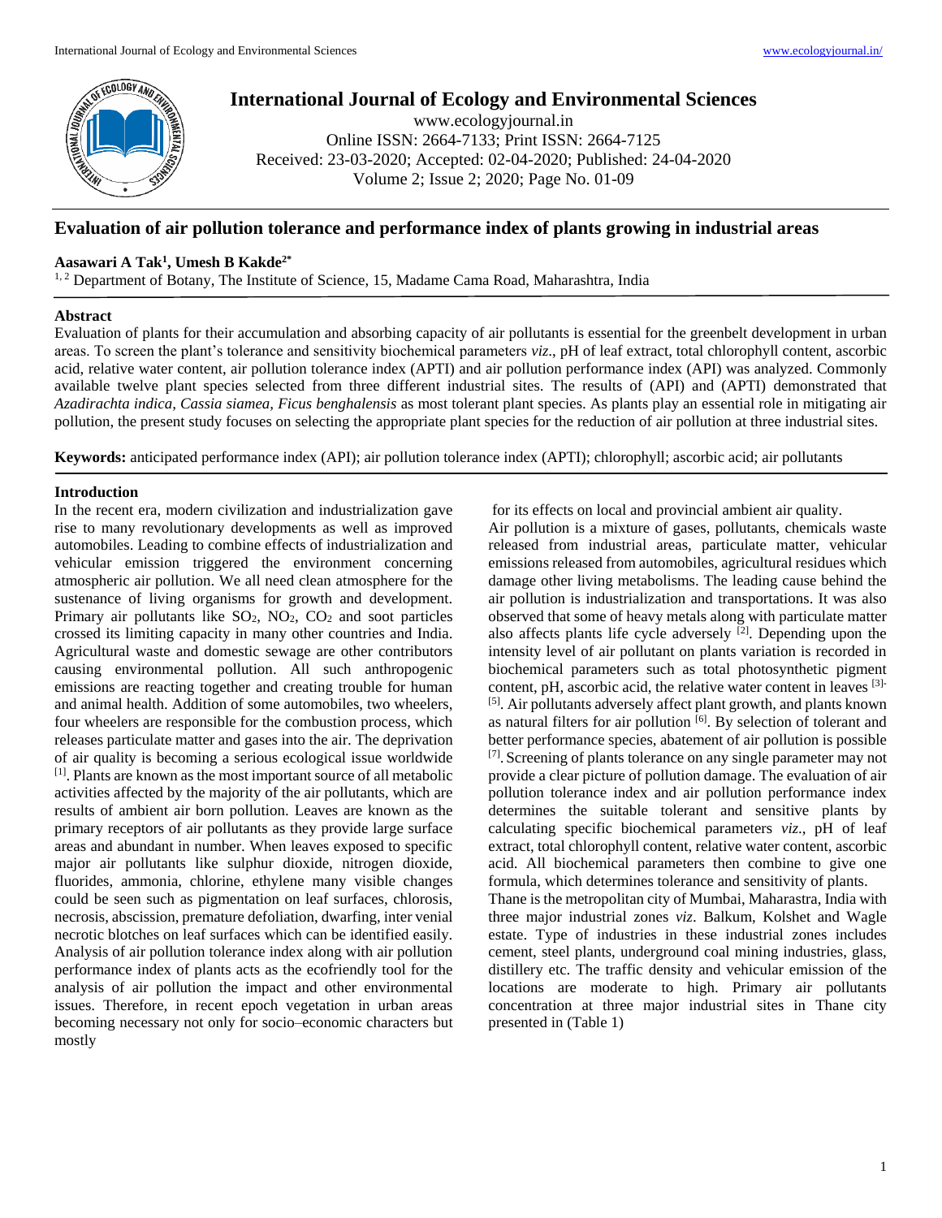# Evaluation of air pollution tolerance and performance index of plants growing in industrial areas

**Aasawari A Tak[1], Umesh B Kakde[2*]**

[1, 2] Department of Botany, The Institute of Science, 15, Madame Cama Road, Maharashtra, India

## Abstract

Evaluation of plants for their accumulation and absorbing capacity of air pollutants is essential for the greenbelt development in urban areas. To screen the plant's tolerance and sensitivity biochemical parameters *viz*., pH of leaf extract, total chlorophyll content, ascorbic acid, relative water content, air pollution tolerance index (APTI) and air pollution performance index (API) was analyzed. Commonly available twelve plant species selected from three different industrial sites. The results of (API) and (APTI) demonstrated that *Azadirachta indica, Cassia siamea, Ficus benghalensis* as most tolerant plant species. As plants play an essential role in mitigating air pollution, the present study focuses on selecting the appropriate plant species for the reduction of air pollution at three industrial sites.

**Keywords:** anticipated performance index (API); air pollution tolerance index (APTI); chlorophyll; ascorbic acid; air pollutants

## Introduction

In the recent era, modern civilization and industrialization gave rise to many revolutionary developments as well as improved automobiles. Leading to combine effects of industrialization and vehicular emission triggered the environment concerning atmospheric air pollution. We all need clean atmosphere for the sustenance of living organisms for growth and development. Primary air pollutants like $SO_2$, $NO_2$, $CO_2$ and soot particles crossed its limiting capacity in many other countries and India. Agricultural waste and domestic sewage are other contributors causing environmental pollution. All such anthropogenic emissions are reacting together and creating trouble for human and animal health. Addition of some automobiles, two wheelers, four wheelers are responsible for the combustion process, which releases particulate matter and gases into the air. The deprivation of air quality is becoming a serious ecological issue worldwide [1]. Plants are known as the most important source of all metabolic activities affected by the majority of the air pollutants, which are results of ambient air born pollution. Leaves are known as the primary receptors of air pollutants as they provide large surface areas and abundant in number. When leaves exposed to specific major air pollutants like sulphur dioxide, nitrogen dioxide, fluorides, ammonia, chlorine, ethylene many visible changes could be seen such as pigmentation on leaf surfaces, chlorosis, necrosis, abscission, premature defoliation, dwarfing, inter venial necrotic blotches on leaf surfaces which can be identified easily. Analysis of air pollution tolerance index along with air pollution performance index of plants acts as the ecofriendly tool for the analysis of air pollution the impact and other environmental issues. Therefore, in recent epoch vegetation in urban areas becoming necessary not only for socio–economic characters but mostly for its effects on local and provincial ambient air quality.

Air pollution is a mixture of gases, pollutants, chemicals waste released from industrial areas, particulate matter, vehicular emissions released from automobiles, agricultural residues which damage other living metabolisms. The leading cause behind the air pollution is industrialization and transportations. It was also observed that some of heavy metals along with particulate matter also affects plants life cycle adversely [2]. Depending upon the intensity level of air pollutant on plants variation is recorded in biochemical parameters such as total photosynthetic pigment content, pH, ascorbic acid, the relative water content in leaves [3-5]. Air pollutants adversely affect plant growth, and plants known as natural filters for air pollution [6]. By selection of tolerant and better performance species, abatement of air pollution is possible [7]. Screening of plants tolerance on any single parameter may not provide a clear picture of pollution damage. The evaluation of air pollution tolerance index and air pollution performance index determines the suitable tolerant and sensitive plants by calculating specific biochemical parameters *viz*., pH of leaf extract, total chlorophyll content, relative water content, ascorbic acid. All biochemical parameters then combine to give one formula, which determines tolerance and sensitivity of plants.

Thane is the metropolitan city of Mumbai, Maharastra, India with three major industrial zones *viz*. Balkum, Kolshet and Wagle estate. Type of industries in these industrial zones includes cement, steel plants, underground coal mining industries, glass, distillery etc. The traffic density and vehicular emission of the locations are moderate to high. Primary air pollutants concentration at three major industrial sites in Thane city presented in (Table 1)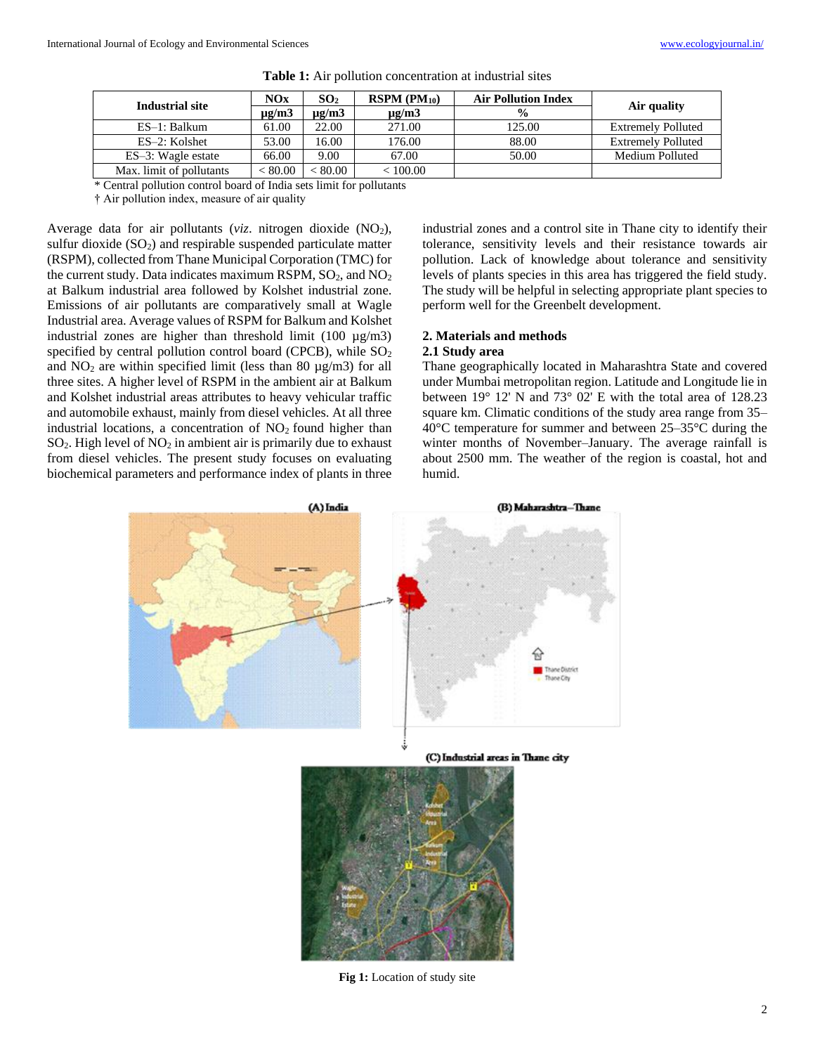**Table 1:** Air pollution concentration at industrial sites

| Industrial site | NOx | $SO_2$ | RSPM ($PM_{10}$) | Air Pollution Index | Air quality |
|---|---|---|---|---|---|
| | µg/m3 | µg/m3 | µg/m3 | % | |
| ES–1: Balkum | 61.00 | 22.00 | 271.00 | 125.00 | Extremely Polluted |
| ES–2: Kolshet | 53.00 | 16.00 | 176.00 | 88.00 | Extremely Polluted |
| ES–3: Wagle estate | 66.00 | 9.00 | 67.00 | 50.00 | Medium Polluted |
| Max. limit of pollutants | < 80.00 | < 80.00 | < 100.00 | | |

* Central pollution control board of India sets limit for pollutants

† Air pollution index, measure of air quality

Average data for air pollutants (*viz*. nitrogen dioxide ($NO_2$), sulfur dioxide ($SO_2$) and respirable suspended particulate matter (RSPM), collected from Thane Municipal Corporation (TMC) for the current study. Data indicates maximum RSPM, $SO_2$, and $NO_2$ at Balkum industrial area followed by Kolshet industrial zone. Emissions of air pollutants are comparatively small at Wagle Industrial area. Average values of RSPM for Balkum and Kolshet industrial zones are higher than threshold limit (100 µg/m3) specified by central pollution control board (CPCB), while $SO_2$ and $NO_2$ are within specified limit (less than 80 µg/m3) for all three sites. A higher level of RSPM in the ambient air at Balkum and Kolshet industrial areas attributes to heavy vehicular traffic and automobile exhaust, mainly from diesel vehicles. At all three industrial locations, a concentration of $NO_2$ found higher than $SO_2$. High level of $NO_2$ in ambient air is primarily due to exhaust from diesel vehicles. The present study focuses on evaluating biochemical parameters and performance index of plants in three industrial zones and a control site in Thane city to identify their tolerance, sensitivity levels and their resistance towards air pollution. Lack of knowledge about tolerance and sensitivity levels of plants species in this area has triggered the field study. The study will be helpful in selecting appropriate plant species to perform well for the Greenbelt development.

## 2. Materials and methods

### 2.1 Study area

Thane geographically located in Maharashtra State and covered under Mumbai metropolitan region. Latitude and Longitude lie in between 19° 12' N and 73° 02' E with the total area of 128.23 square km. Climatic conditions of the study area range from 35–40°C temperature for summer and between 25–35°C during the winter months of November–January. The average rainfall is about 2500 mm. The weather of the region is coastal, hot and humid.

**Fig 1:** Location of study site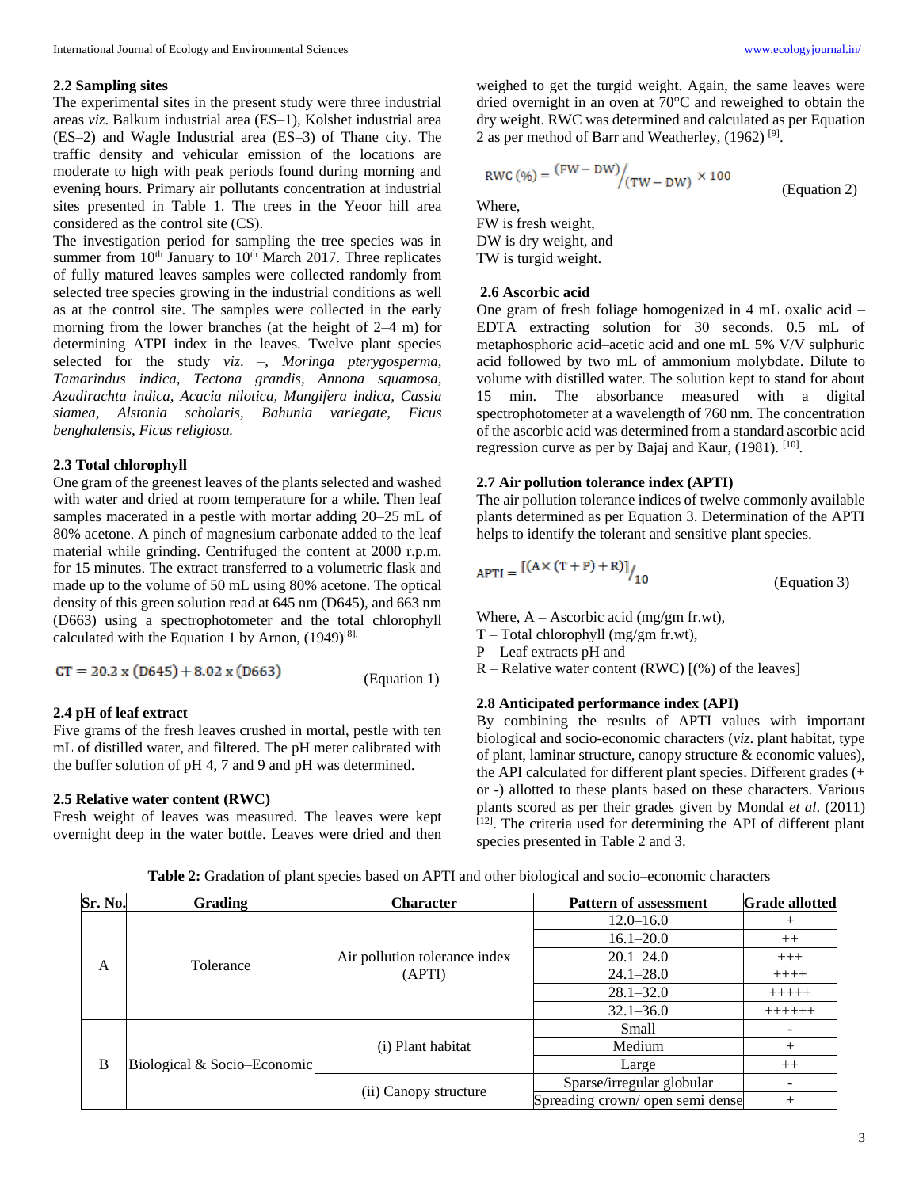### 2.2 Sampling sites

The experimental sites in the present study were three industrial areas *viz*. Balkum industrial area (ES–1), Kolshet industrial area (ES–2) and Wagle Industrial area (ES–3) of Thane city. The traffic density and vehicular emission of the locations are moderate to high with peak periods found during morning and evening hours. Primary air pollutants concentration at industrial sites presented in Table 1. The trees in the Yeoor hill area considered as the control site (CS).

The investigation period for sampling the tree species was in summer from 10th January to 10th March 2017. Three replicates of fully matured leaves samples were collected randomly from selected tree species growing in the industrial conditions as well as at the control site. The samples were collected in the early morning from the lower branches (at the height of 2–4 m) for determining ATPI index in the leaves. Twelve plant species selected for the study *viz.* –, *Moringa pterygosperma, Tamarindus indica, Tectona grandis, Annona squamosa, Azadirachta indica, Acacia nilotica, Mangifera indica, Cassia siamea, Alstonia scholaris, Bahunia variegate, Ficus benghalensis, Ficus religiosa.*

### 2.3 Total chlorophyll

One gram of the greenest leaves of the plants selected and washed with water and dried at room temperature for a while. Then leaf samples macerated in a pestle with mortar adding 20–25 mL of 80% acetone. A pinch of magnesium carbonate added to the leaf material while grinding. Centrifuged the content at 2000 r.p.m. for 15 minutes. The extract transferred to a volumetric flask and made up to the volume of 50 mL using 80% acetone. The optical density of this green solution read at 645 nm (D645), and 663 nm (D663) using a spectrophotometer and the total chlorophyll calculated with the Equation 1 by Arnon, (1949)[8].

$$CT = 20.2 \times (D645) + 8.02 \times (D663) \quad \text{(Equation 1)}$$

### 2.4 pH of leaf extract

Five grams of the fresh leaves crushed in mortal, pestle with ten mL of distilled water, and filtered. The pH meter calibrated with the buffer solution of pH 4, 7 and 9 and pH was determined.

### 2.5 Relative water content (RWC)

Fresh weight of leaves was measured. The leaves were kept overnight deep in the water bottle. Leaves were dried and then weighed to get the turgid weight. Again, the same leaves were dried overnight in an oven at 70°C and reweighed to obtain the dry weight. RWC was determined and calculated as per Equation 2 as per method of Barr and Weatherley, (1962) [9].

$$RWC\,(\%) = \frac{(FW - DW)}{(TW - DW)} \times 100 \quad \text{(Equation 2)}$$

Where,
FW is fresh weight,
DW is dry weight, and
TW is turgid weight.

### 2.6 Ascorbic acid

One gram of fresh foliage homogenized in 4 mL oxalic acid – EDTA extracting solution for 30 seconds. 0.5 mL of metaphosphoric acid–acetic acid and one mL 5% V/V sulphuric acid followed by two mL of ammonium molybdate. Dilute to volume with distilled water. The solution kept to stand for about 15 min. The absorbance measured with a digital spectrophotometer at a wavelength of 760 nm. The concentration of the ascorbic acid was determined from a standard ascorbic acid regression curve as per by Bajaj and Kaur, (1981). [10].

### 2.7 Air pollution tolerance index (APTI)

The air pollution tolerance indices of twelve commonly available plants determined as per Equation 3. Determination of the APTI helps to identify the tolerant and sensitive plant species.

$$APTI = \frac{[(A \times (T + P) + R)]}{10} \quad \text{(Equation 3)}$$

Where, A – Ascorbic acid (mg/gm fr.wt),
T – Total chlorophyll (mg/gm fr.wt),
P – Leaf extracts pH and
R – Relative water content (RWC) [(%) of the leaves]

### 2.8 Anticipated performance index (API)

By combining the results of APTI values with important biological and socio-economic characters (*viz.* plant habitat, type of plant, laminar structure, canopy structure & economic values), the API calculated for different plant species. Different grades (+ or -) allotted to these plants based on these characters. Various plants scored as per their grades given by Mondal *et al*. (2011) [12]. The criteria used for determining the API of different plant species presented in Table 2 and 3.

**Table 2:** Gradation of plant species based on APTI and other biological and socio–economic characters

| Sr. No. | Grading | Character | Pattern of assessment | Grade allotted |
|---|---|---|---|---|
| A | Tolerance | Air pollution tolerance index (APTI) | 12.0–16.0 | + |
| | | | 16.1–20.0 | ++ |
| | | | 20.1–24.0 | +++ |
| | | | 24.1–28.0 | ++++ |
| | | | 28.1–32.0 | +++++ |
| | | | 32.1–36.0 | ++++++ |
| B | Biological & Socio–Economic | (i) Plant habitat | Small | - |
| | | | Medium | + |
| | | | Large | ++ |
| | | (ii) Canopy structure | Sparse/irregular globular | - |
| | | | Spreading crown/ open semi dense | + |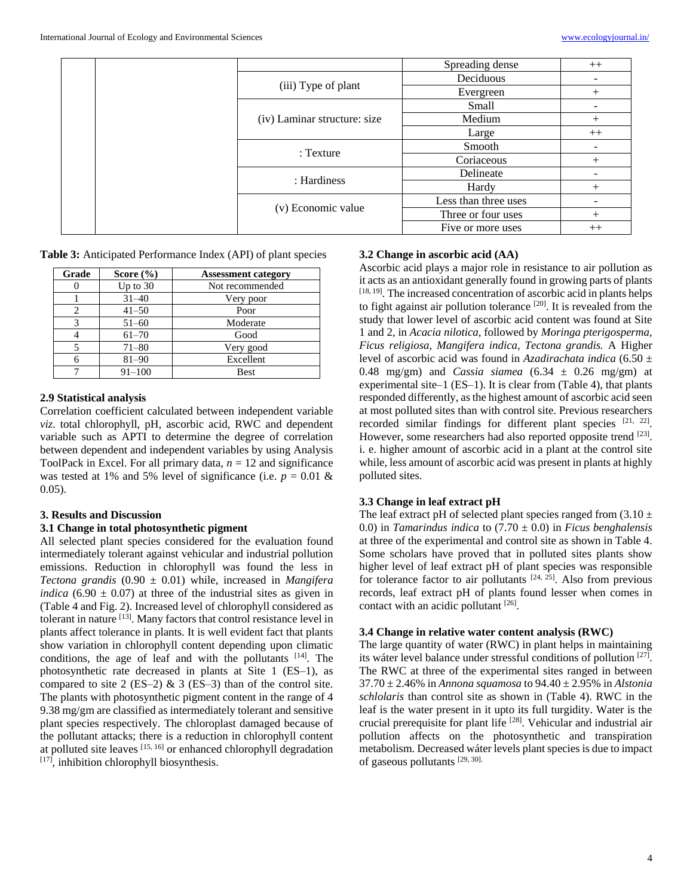| | | | Spreading dense | ++ |
|---|---|---|---|---|
| | | (iii) Type of plant | Deciduous | - |
| | | | Evergreen | + |
| | | (iv) Laminar structure: size | Small | - |
| | | | Medium | + |
| | | | Large | ++ |
| | | : Texture | Smooth | - |
| | | | Coriaceous | + |
| | | : Hardiness | Delineate | - |
| | | | Hardy | + |
| | | (v) Economic value | Less than three uses | - |
| | | | Three or four uses | + |
| | | | Five or more uses | ++ |

**Table 3:** Anticipated Performance Index (API) of plant species

| Grade | Score (%) | Assessment category |
|---|---|---|
| 0 | Up to 30 | Not recommended |
| 1 | 31–40 | Very poor |
| 2 | 41–50 | Poor |
| 3 | 51–60 | Moderate |
| 4 | 61–70 | Good |
| 5 | 71–80 | Very good |
| 6 | 81–90 | Excellent |
| 7 | 91–100 | Best |

### 2.9 Statistical analysis

Correlation coefficient calculated between independent variable *viz.* total chlorophyll, pH, ascorbic acid, RWC and dependent variable such as APTI to determine the degree of correlation between dependent and independent variables by using Analysis ToolPack in Excel. For all primary data, $n = 12$ and significance was tested at 1% and 5% level of significance (i.e. $p = 0.01$ & 0.05).

## 3. Results and Discussion

### 3.1 Change in total photosynthetic pigment

All selected plant species considered for the evaluation found intermediately tolerant against vehicular and industrial pollution emissions. Reduction in chlorophyll was found the less in *Tectona grandis* (0.90 ± 0.01) while, increased in *Mangifera indica* (6.90 ± 0.07) at three of the industrial sites as given in (Table 4 and Fig. 2). Increased level of chlorophyll considered as tolerant in nature [13]. Many factors that control resistance level in plants affect tolerance in plants. It is well evident fact that plants show variation in chlorophyll content depending upon climatic conditions, the age of leaf and with the pollutants [14]. The photosynthetic rate decreased in plants at Site 1 (ES–1), as compared to site 2 (ES–2) & 3 (ES–3) than of the control site. The plants with photosynthetic pigment content in the range of 4 9.38 mg/gm are classified as intermediately tolerant and sensitive plant species respectively. The chloroplast damaged because of the pollutant attacks; there is a reduction in chlorophyll content at polluted site leaves [15, 16] or enhanced chlorophyll degradation [17], inhibition chlorophyll biosynthesis.

### 3.2 Change in ascorbic acid (AA)

Ascorbic acid plays a major role in resistance to air pollution as it acts as an antioxidant generally found in growing parts of plants [18, 19]. The increased concentration of ascorbic acid in plants helps to fight against air pollution tolerance [20]. It is revealed from the study that lower level of ascorbic acid content was found at Site 1 and 2, in *Acacia nilotica*, followed by *Moringa pterigosperma, Ficus religiosa, Mangifera indica, Tectona grandis.* A Higher level of ascorbic acid was found in *Azadirachata indica* (6.50 ± 0.48 mg/gm) and *Cassia siamea* (6.34 ± 0.26 mg/gm) at experimental site–1 (ES–1). It is clear from (Table 4), that plants responded differently, as the highest amount of ascorbic acid seen at most polluted sites than with control site. Previous researchers recorded similar findings for different plant species [21, 22]. However, some researchers had also reported opposite trend [23]. i. e. higher amount of ascorbic acid in a plant at the control site while, less amount of ascorbic acid was present in plants at highly polluted sites.

### 3.3 Change in leaf extract pH

The leaf extract pH of selected plant species ranged from (3.10 ± 0.0) in *Tamarindus indica* to (7.70 ± 0.0) in *Ficus benghalensis* at three of the experimental and control site as shown in Table 4. Some scholars have proved that in polluted sites plants show higher level of leaf extract pH of plant species was responsible for tolerance factor to air pollutants [24, 25]. Also from previous records, leaf extract pH of plants found lesser when comes in contact with an acidic pollutant [26].

### 3.4 Change in relative water content analysis (RWC)

The large quantity of water (RWC) in plant helps in maintaining its wáter level balance under stressful conditions of pollution [27]. The RWC at three of the experimental sites ranged in between 37.70 ± 2.46% in *Annona squamosa* to 94.40 ± 2.95% in *Alstonia schlolaris* than control site as shown in (Table 4). RWC in the leaf is the water present in it upto its full turgidity. Water is the crucial prerequisite for plant life [28]. Vehicular and industrial air pollution affects on the photosynthetic and transpiration metabolism. Decreased wáter levels plant species is due to impact of gaseous pollutants [29, 30].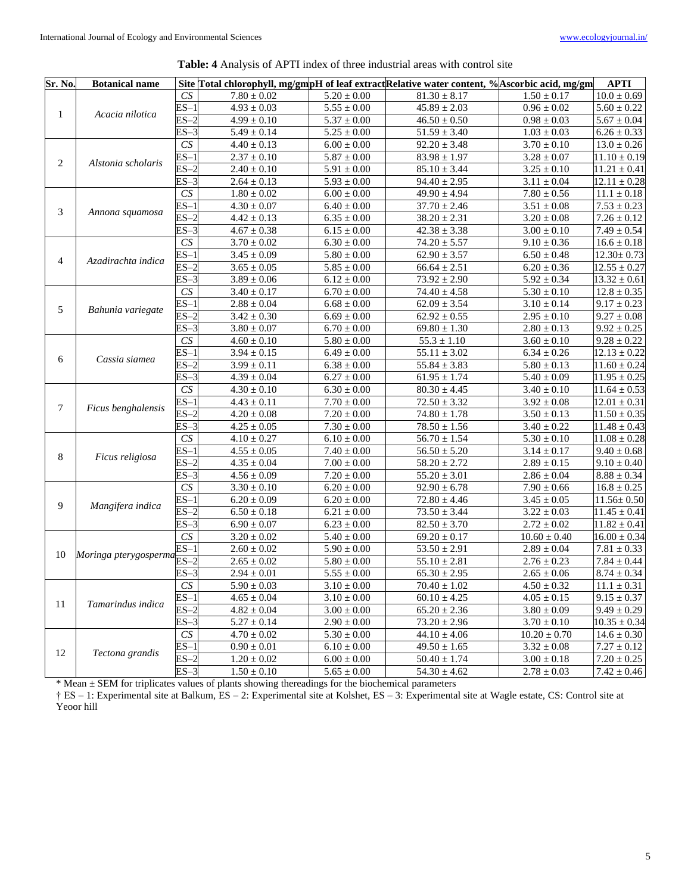**Table: 4** Analysis of APTI index of three industrial areas with control site

| Sr. No. | Botanical name | Site | Total chlorophyll, mg/gm | pH of leaf extract | Relative water content, % | Ascorbic acid, mg/gm | APTI |
|---|---|---|---|---|---|---|---|
| 1 | *Acacia nilotica* | *CS* | 7.80 ± 0.02 | 5.20 ± 0.00 | 81.30 ± 8.17 | 1.50 ± 0.17 | 10.0 ± 0.69 |
| | | ES–1 | 4.93 ± 0.03 | 5.55 ± 0.00 | 45.89 ± 2.03 | 0.96 ± 0.02 | 5.60 ± 0.22 |
| | | ES–2 | 4.99 ± 0.10 | 5.37 ± 0.00 | 46.50 ± 0.50 | 0.98 ± 0.03 | 5.67 ± 0.04 |
| | | ES–3 | 5.49 ± 0.14 | 5.25 ± 0.00 | 51.59 ± 3.40 | 1.03 ± 0.03 | 6.26 ± 0.33 |
| 2 | *Alstonia scholaris* | *CS* | 4.40 ± 0.13 | 6.00 ± 0.00 | 92.20 ± 3.48 | 3.70 ± 0.10 | 13.0 ± 0.26 |
| | | ES–1 | 2.37 ± 0.10 | 5.87 ± 0.00 | 83.98 ± 1.97 | 3.28 ± 0.07 | 11.10 ± 0.19 |
| | | ES–2 | 2.40 ± 0.10 | 5.91 ± 0.00 | 85.10 ± 3.44 | 3.25 ± 0.10 | 11.21 ± 0.41 |
| | | ES–3 | 2.64 ± 0.13 | 5.93 ± 0.00 | 94.40 ± 2.95 | 3.11 ± 0.04 | 12.11 ± 0.28 |
| 3 | *Annona squamosa* | *CS* | 1.80 ± 0.02 | 6.00 ± 0.00 | 49.90 ± 4.94 | 7.80 ± 0.56 | 11.1 ± 0.18 |
| | | ES–1 | 4.30 ± 0.07 | 6.40 ± 0.00 | 37.70 ± 2.46 | 3.51 ± 0.08 | 7.53 ± 0.23 |
| | | ES–2 | 4.42 ± 0.13 | 6.35 ± 0.00 | 38.20 ± 2.31 | 3.20 ± 0.08 | 7.26 ± 0.12 |
| | | ES–3 | 4.67 ± 0.38 | 6.15 ± 0.00 | 42.38 ± 3.38 | 3.00 ± 0.10 | 7.49 ± 0.54 |
| 4 | *Azadirachta indica* | *CS* | 3.70 ± 0.02 | 6.30 ± 0.00 | 74.20 ± 5.57 | 9.10 ± 0.36 | 16.6 ± 0.18 |
| | | ES–1 | 3.45 ± 0.09 | 5.80 ± 0.00 | 62.90 ± 3.57 | 6.50 ± 0.48 | 12.30± 0.73 |
| | | ES–2 | 3.65 ± 0.05 | 5.85 ± 0.00 | 66.64 ± 2.51 | 6.20 ± 0.36 | 12.55 ± 0.27 |
| | | ES–3 | 3.89 ± 0.06 | 6.12 ± 0.00 | 73.92 ± 2.90 | 5.92 ± 0.34 | 13.32 ± 0.61 |
| 5 | *Bahunia variegate* | *CS* | 3.40 ± 0.17 | 6.70 ± 0.00 | 74.40 ± 4.58 | 5.30 ± 0.10 | 12.8 ± 0.35 |
| | | ES–1 | 2.88 ± 0.04 | 6.68 ± 0.00 | 62.09 ± 3.54 | 3.10 ± 0.14 | 9.17 ± 0.23 |
| | | ES–2 | 3.42 ± 0.30 | 6.69 ± 0.00 | 62.92 ± 0.55 | 2.95 ± 0.10 | 9.27 ± 0.08 |
| | | ES–3 | 3.80 ± 0.07 | 6.70 ± 0.00 | 69.80 ± 1.30 | 2.80 ± 0.13 | 9.92 ± 0.25 |
| 6 | *Cassia siamea* | *CS* | 4.60 ± 0.10 | 5.80 ± 0.00 | 55.3 ± 1.10 | 3.60 ± 0.10 | 9.28 ± 0.22 |
| | | ES–1 | 3.94 ± 0.15 | 6.49 ± 0.00 | 55.11 ± 3.02 | 6.34 ± 0.26 | 12.13 ± 0.22 |
| | | ES–2 | 3.99 ± 0.11 | 6.38 ± 0.00 | 55.84 ± 3.83 | 5.80 ± 0.13 | 11.60 ± 0.24 |
| | | ES–3 | 4.39 ± 0.04 | 6.27 ± 0.00 | 61.95 ± 1.74 | 5.40 ± 0.09 | 11.95 ± 0.25 |
| 7 | *Ficus benghalensis* | *CS* | 4.30 ± 0.10 | 6.30 ± 0.00 | 80.30 ± 4.45 | 3.40 ± 0.10 | 11.64 ± 0.53 |
| | | ES–1 | 4.43 ± 0.11 | 7.70 ± 0.00 | 72.50 ± 3.32 | 3.92 ± 0.08 | 12.01 ± 0.31 |
| | | ES–2 | 4.20 ± 0.08 | 7.20 ± 0.00 | 74.80 ± 1.78 | 3.50 ± 0.13 | 11.50 ± 0.35 |
| | | ES–3 | 4.25 ± 0.05 | 7.30 ± 0.00 | 78.50 ± 1.56 | 3.40 ± 0.22 | 11.48 ± 0.43 |
| 8 | *Ficus religiosa* | *CS* | 4.10 ± 0.27 | 6.10 ± 0.00 | 56.70 ± 1.54 | 5.30 ± 0.10 | 11.08 ± 0.28 |
| | | ES–1 | 4.55 ± 0.05 | 7.40 ± 0.00 | 56.50 ± 5.20 | 3.14 ± 0.17 | 9.40 ± 0.68 |
| | | ES–2 | 4.35 ± 0.04 | 7.00 ± 0.00 | 58.20 ± 2.72 | 2.89 ± 0.15 | 9.10 ± 0.40 |
| | | ES–3 | 4.56 ± 0.09 | 7.20 ± 0.00 | 55.20 ± 3.01 | 2.86 ± 0.04 | 8.88 ± 0.34 |
| 9 | *Mangifera indica* | *CS* | 3.30 ± 0.10 | 6.20 ± 0.00 | 92.90 ± 6.78 | 7.90 ± 0.66 | 16.8 ± 0.25 |
| | | ES–1 | 6.20 ± 0.09 | 6.20 ± 0.00 | 72.80 ± 4.46 | 3.45 ± 0.05 | 11.56± 0.50 |
| | | ES–2 | 6.50 ± 0.18 | 6.21 ± 0.00 | 73.50 ± 3.44 | 3.22 ± 0.03 | 11.45 ± 0.41 |
| | | ES–3 | 6.90 ± 0.07 | 6.23 ± 0.00 | 82.50 ± 3.70 | 2.72 ± 0.02 | 11.82 ± 0.41 |
| 10 | *Moringa pterygosperma* | *CS* | 3.20 ± 0.02 | 5.40 ± 0.00 | 69.20 ± 0.17 | 10.60 ± 0.40 | 16.00 ± 0.34 |
| | | ES–1 | 2.60 ± 0.02 | 5.90 ± 0.00 | 53.50 ± 2.91 | 2.89 ± 0.04 | 7.81 ± 0.33 |
| | | ES–2 | 2.65 ± 0.02 | 5.80 ± 0.00 | 55.10 ± 2.81 | 2.76 ± 0.23 | 7.84 ± 0.44 |
| | | ES–3 | 2.94 ± 0.01 | 5.55 ± 0.00 | 65.30 ± 2.95 | 2.65 ± 0.06 | 8.74 ± 0.34 |
| 11 | *Tamarindus indica* | *CS* | 5.90 ± 0.03 | 3.10 ± 0.00 | 70.40 ± 1.02 | 4.50 ± 0.32 | 11.1 ± 0.31 |
| | | ES–1 | 4.65 ± 0.04 | 3.10 ± 0.00 | 60.10 ± 4.25 | 4.05 ± 0.15 | 9.15 ± 0.37 |
| | | ES–2 | 4.82 ± 0.04 | 3.00 ± 0.00 | 65.20 ± 2.36 | 3.80 ± 0.09 | 9.49 ± 0.29 |
| | | ES–3 | 5.27 ± 0.14 | 2.90 ± 0.00 | 73.20 ± 2.96 | 3.70 ± 0.10 | 10.35 ± 0.34 |
| 12 | *Tectona grandis* | *CS* | 4.70 ± 0.02 | 5.30 ± 0.00 | 44.10 ± 4.06 | 10.20 ± 0.70 | 14.6 ± 0.30 |
| | | ES–1 | 0.90 ± 0.01 | 6.10 ± 0.00 | 49.50 ± 1.65 | 3.32 ± 0.08 | 7.27 ± 0.12 |
| | | ES–2 | 1.20 ± 0.02 | 6.00 ± 0.00 | 50.40 ± 1.74 | 3.00 ± 0.18 | 7.20 ± 0.25 |
| | | ES–3 | 1.50 ± 0.10 | 5.65 ± 0.00 | 54.30 ± 4.62 | 2.78 ± 0.03 | 7.42 ± 0.46 |

* Mean ± SEM for triplicates values of plants showing thereadings for the biochemical parameters

† ES – 1: Experimental site at Balkum, ES – 2: Experimental site at Kolshet, ES – 3: Experimental site at Wagle estate, CS: Control site at Yeoor hill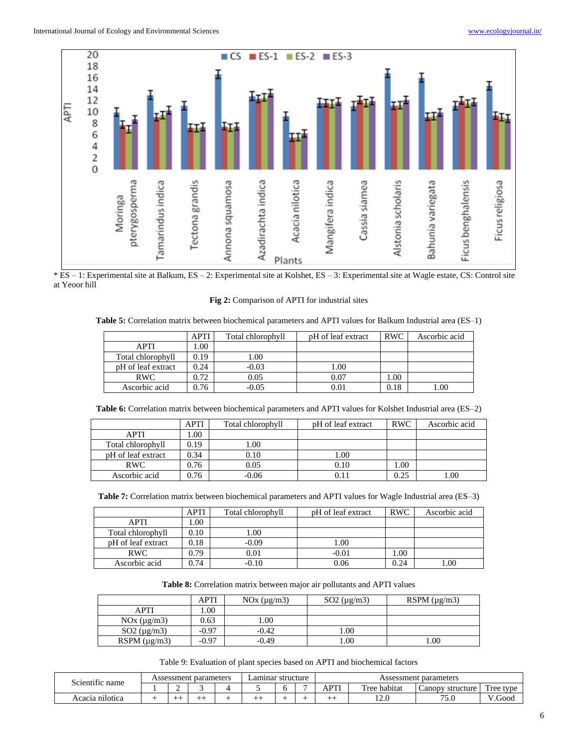* ES – 1: Experimental site at Balkum, ES – 2: Experimental site at Kolshet, ES – 3: Experimental site at Wagle estate, CS: Control site at Yeoor hill

**Fig 2:** Comparison of APTI for industrial sites

**Table 5:** Correlation matrix between biochemical parameters and APTI values for Balkum Industrial area (ES–1)

| | APTI | Total chlorophyll | pH of leaf extract | RWC | Ascorbic acid |
|---|---|---|---|---|---|
| APTI | 1.00 | | | | |
| Total chlorophyll | 0.19 | 1.00 | | | |
| pH of leaf extract | 0.24 | -0.03 | 1.00 | | |
| RWC | 0.72 | 0.05 | 0.07 | 1.00 | |
| Ascorbic acid | 0.76 | -0.05 | 0.01 | 0.18 | 1.00 |

**Table 6:** Correlation matrix between biochemical parameters and APTI values for Kolshet Industrial area (ES–2)

| | APTI | Total chlorophyll | pH of leaf extract | RWC | Ascorbic acid |
|---|---|---|---|---|---|
| APTI | 1.00 | | | | |
| Total chlorophyll | 0.19 | 1.00 | | | |
| pH of leaf extract | 0.34 | 0.10 | 1.00 | | |
| RWC | 0.76 | 0.05 | 0.10 | 1.00 | |
| Ascorbic acid | 0.76 | -0.06 | 0.11 | 0.25 | 1.00 |

**Table 7:** Correlation matrix between biochemical parameters and APTI values for Wagle Industrial area (ES–3)

| | APTI | Total chlorophyll | pH of leaf extract | RWC | Ascorbic acid |
|---|---|---|---|---|---|
| APTI | 1.00 | | | | |
| Total chlorophyll | 0.10 | 1.00 | | | |
| pH of leaf extract | 0.18 | -0.09 | 1.00 | | |
| RWC | 0.79 | 0.01 | -0.01 | 1.00 | |
| Ascorbic acid | 0.74 | -0.10 | 0.06 | 0.24 | 1.00 |

**Table 8:** Correlation matrix between major air pollutants and APTI values

| | APTI | NOx (μg/m3) | SO2 (μg/m3) | RSPM (μg/m3) |
|---|---|---|---|---|
| APTI | 1.00 | | | |
| NOx (μg/m3) | 0.63 | 1.00 | | |
| SO2 (μg/m3) | -0.97 | -0.42 | 1.00 | |
| RSPM (μg/m3) | -0.97 | -0.49 | 1.00 | 1.00 |

Table 9: Evaluation of plant species based on APTI and biochemical factors

| Scientific name | Assessment parameters | | | | Laminar structure | | | Assessment parameters | | | |
|---|---|---|---|---|---|---|---|---|---|---|---|
| | 1 | 2 | 3 | 4 | 5 | 6 | 7 | APTI | Tree habitat | Canopy structure | Tree type |
| Acacia nilotica | + | ++ | ++ | + | ++ | + | + | ++ | 12.0 | 75.0 | V.Good |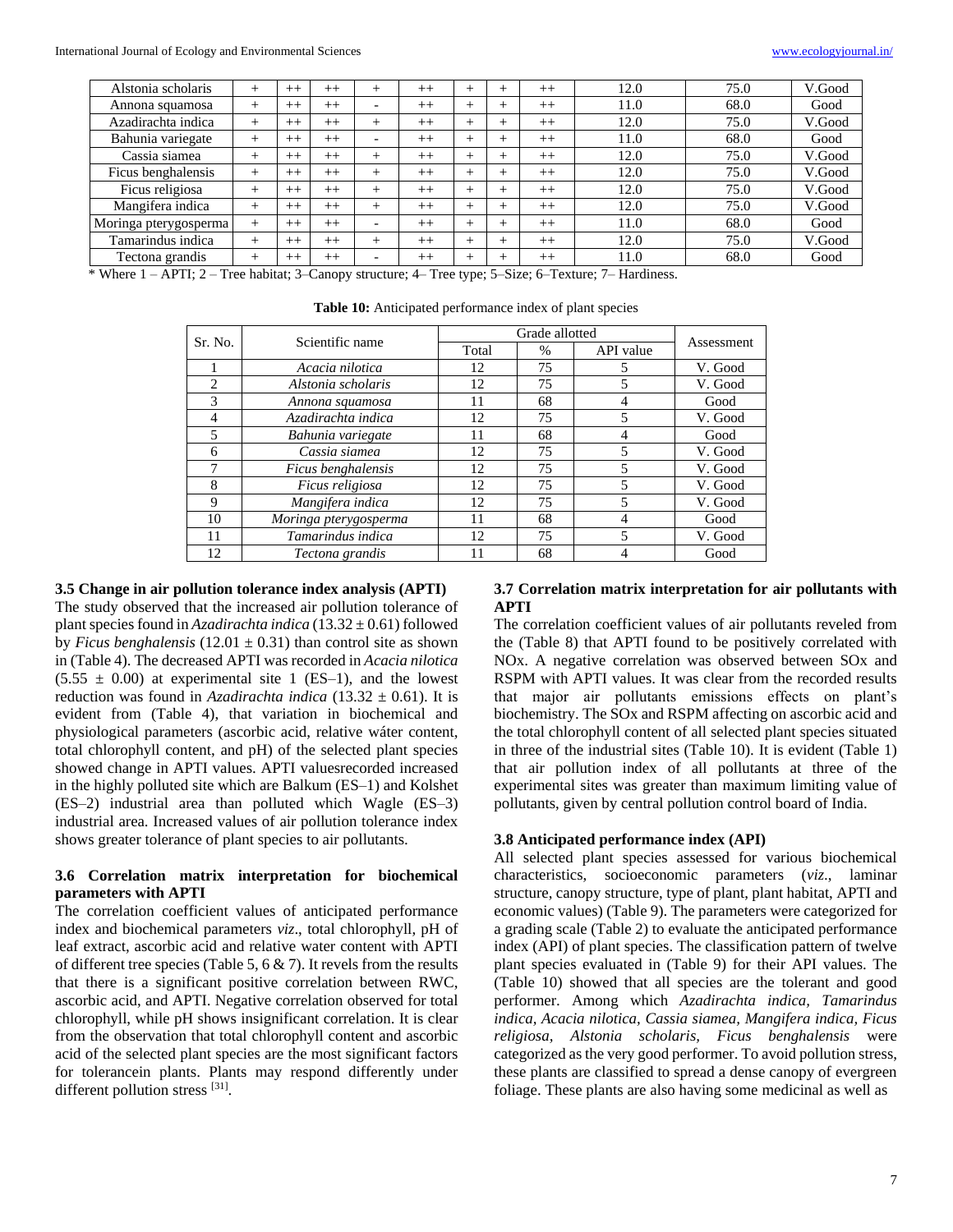| Alstonia scholaris | + | ++ | ++ | + | ++ | + | + | ++ | 12.0 | 75.0 | V.Good |
|---|---|---|---|---|---|---|---|---|---|---|---|
| Annona squamosa | + | ++ | ++ | - | ++ | + | + | ++ | 11.0 | 68.0 | Good |
| Azadirachta indica | + | ++ | ++ | + | ++ | + | + | ++ | 12.0 | 75.0 | V.Good |
| Bahunia variegate | + | ++ | ++ | - | ++ | + | + | ++ | 11.0 | 68.0 | Good |
| Cassia siamea | + | ++ | ++ | + | ++ | + | + | ++ | 12.0 | 75.0 | V.Good |
| Ficus benghalensis | + | ++ | ++ | + | ++ | + | + | ++ | 12.0 | 75.0 | V.Good |
| Ficus religiosa | + | ++ | ++ | + | ++ | + | + | ++ | 12.0 | 75.0 | V.Good |
| Mangifera indica | + | ++ | ++ | + | ++ | + | + | ++ | 12.0 | 75.0 | V.Good |
| Moringa pterygosperma | + | ++ | ++ | - | ++ | + | + | ++ | 11.0 | 68.0 | Good |
| Tamarindus indica | + | ++ | ++ | + | ++ | + | + | ++ | 12.0 | 75.0 | V.Good |
| Tectona grandis | + | ++ | ++ | - | ++ | + | + | ++ | 11.0 | 68.0 | Good |

\* Where 1 – APTI; 2 – Tree habitat; 3–Canopy structure; 4– Tree type; 5–Size; 6–Texture; 7– Hardiness.

**Table 10:** Anticipated performance index of plant species

| Sr. No. | Scientific name | Grade allotted | | | Assessment |
|---|---|---|---|---|---|
| | | Total | % | API value | |
| 1 | *Acacia nilotica* | 12 | 75 | 5 | V. Good |
| 2 | *Alstonia scholaris* | 12 | 75 | 5 | V. Good |
| 3 | *Annona squamosa* | 11 | 68 | 4 | Good |
| 4 | *Azadirachta indica* | 12 | 75 | 5 | V. Good |
| 5 | *Bahunia variegate* | 11 | 68 | 4 | Good |
| 6 | *Cassia siamea* | 12 | 75 | 5 | V. Good |
| 7 | *Ficus benghalensis* | 12 | 75 | 5 | V. Good |
| 8 | *Ficus religiosa* | 12 | 75 | 5 | V. Good |
| 9 | *Mangifera indica* | 12 | 75 | 5 | V. Good |
| 10 | *Moringa pterygosperma* | 11 | 68 | 4 | Good |
| 11 | *Tamarindus indica* | 12 | 75 | 5 | V. Good |
| 12 | *Tectona grandis* | 11 | 68 | 4 | Good |

### 3.5 Change in air pollution tolerance index analysis (APTI)

The study observed that the increased air pollution tolerance of plant species found in *Azadirachta indica* ($13.32 \pm 0.61$) followed by *Ficus benghalensis* ($12.01 \pm 0.31$) than control site as shown in (Table 4). The decreased APTI was recorded in *Acacia nilotica* ($5.55 \pm 0.00$) at experimental site 1 (ES–1), and the lowest reduction was found in *Azadirachta indica* ($13.32 \pm 0.61$). It is evident from (Table 4), that variation in biochemical and physiological parameters (ascorbic acid, relative wáter content, total chlorophyll content, and pH) of the selected plant species showed change in APTI values. APTI valuesrecorded increased in the highly polluted site which are Balkum (ES–1) and Kolshet (ES–2) industrial area than polluted which Wagle (ES–3) industrial area. Increased values of air pollution tolerance index shows greater tolerance of plant species to air pollutants.

### 3.6 Correlation matrix interpretation for biochemical parameters with APTI

The correlation coefficient values of anticipated performance index and biochemical parameters *viz*., total chlorophyll, pH of leaf extract, ascorbic acid and relative water content with APTI of different tree species (Table 5, 6 & 7). It revels from the results that there is a significant positive correlation between RWC, ascorbic acid, and APTI. Negative correlation observed for total chlorophyll, while pH shows insignificant correlation. It is clear from the observation that total chlorophyll content and ascorbic acid of the selected plant species are the most significant factors for tolerancein plants. Plants may respond differently under different pollution stress [31].

### 3.7 Correlation matrix interpretation for air pollutants with APTI

The correlation coefficient values of air pollutants reveled from the (Table 8) that APTI found to be positively correlated with NOx. A negative correlation was observed between SOx and RSPM with APTI values. It was clear from the recorded results that major air pollutants emissions effects on plant's biochemistry. The SOx and RSPM affecting on ascorbic acid and the total chlorophyll content of all selected plant species situated in three of the industrial sites (Table 10). It is evident (Table 1) that air pollution index of all pollutants at three of the experimental sites was greater than maximum limiting value of pollutants, given by central pollution control board of India.

### 3.8 Anticipated performance index (API)

All selected plant species assessed for various biochemical characteristics, socioeconomic parameters (*viz*., laminar structure, canopy structure, type of plant, plant habitat, APTI and economic values) (Table 9). The parameters were categorized for a grading scale (Table 2) to evaluate the anticipated performance index (API) of plant species. The classification pattern of twelve plant species evaluated in (Table 9) for their API values. The (Table 10) showed that all species are the tolerant and good performer. Among which *Azadirachta indica, Tamarindus indica, Acacia nilotica, Cassia siamea, Mangifera indica, Ficus religiosa, Alstonia scholaris, Ficus benghalensis* were categorized as the very good performer. To avoid pollution stress, these plants are classified to spread a dense canopy of evergreen foliage. These plants are also having some medicinal as well as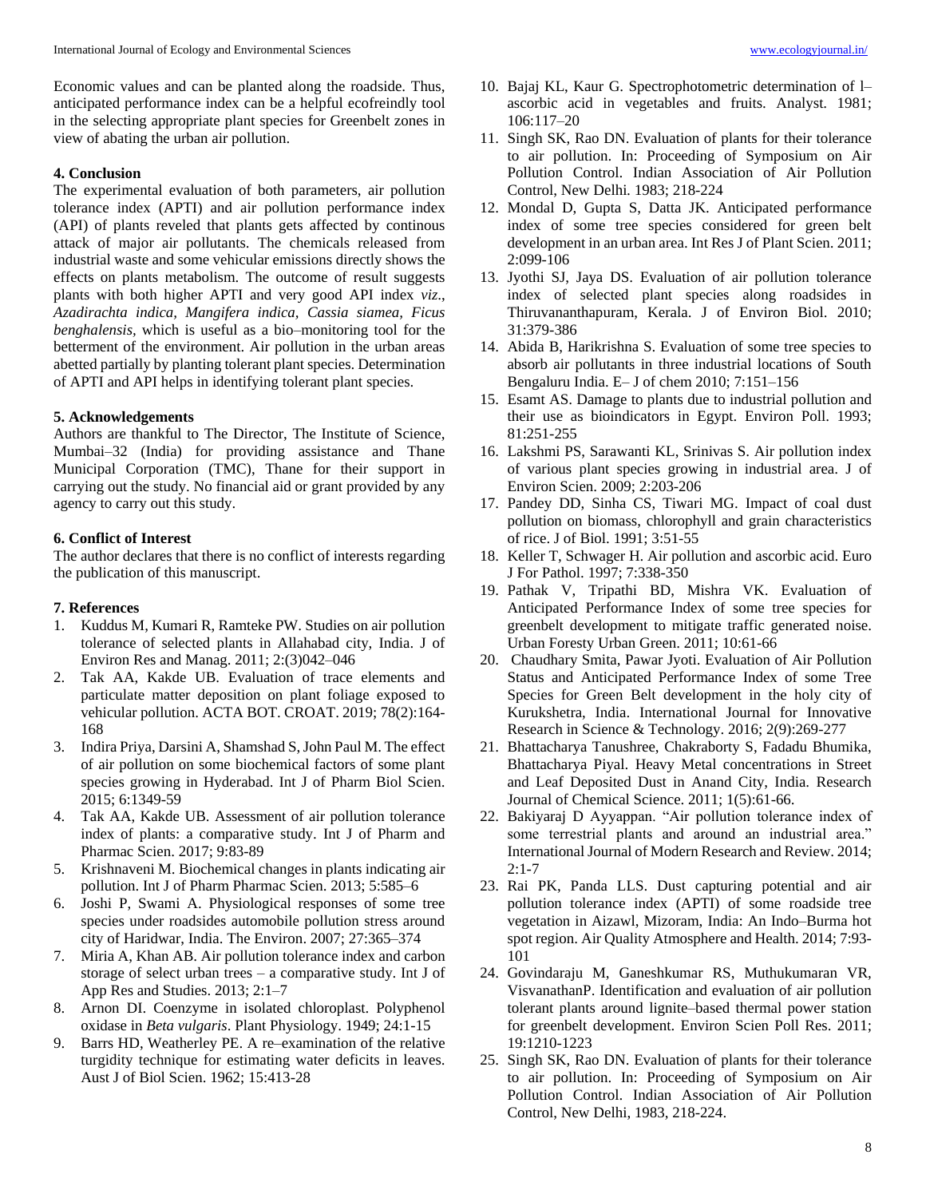Economic values and can be planted along the roadside. Thus, anticipated performance index can be a helpful ecofreindly tool in the selecting appropriate plant species for Greenbelt zones in view of abating the urban air pollution.

## 4. Conclusion

The experimental evaluation of both parameters, air pollution tolerance index (APTI) and air pollution performance index (API) of plants reveled that plants gets affected by continous attack of major air pollutants. The chemicals released from industrial waste and some vehicular emissions directly shows the effects on plants metabolism. The outcome of result suggests plants with both higher APTI and very good API index *viz*., *Azadirachta indica, Mangifera indica, Cassia siamea, Ficus benghalensis*, which is useful as a bio–monitoring tool for the betterment of the environment. Air pollution in the urban areas abetted partially by planting tolerant plant species. Determination of APTI and API helps in identifying tolerant plant species.

## 5. Acknowledgements

Authors are thankful to The Director, The Institute of Science, Mumbai–32 (India) for providing assistance and Thane Municipal Corporation (TMC), Thane for their support in carrying out the study. No financial aid or grant provided by any agency to carry out this study.

## 6. Conflict of Interest

The author declares that there is no conflict of interests regarding the publication of this manuscript.

## 7. References

1. Kuddus M, Kumari R, Ramteke PW. Studies on air pollution tolerance of selected plants in Allahabad city, India. J of Environ Res and Manag. 2011; 2:(3)042–046
2. Tak AA, Kakde UB. Evaluation of trace elements and particulate matter deposition on plant foliage exposed to vehicular pollution. ACTA BOT. CROAT. 2019; 78(2):164-168
3. Indira Priya, Darsini A, Shamshad S, John Paul M. The effect of air pollution on some biochemical factors of some plant species growing in Hyderabad. Int J of Pharm Biol Scien. 2015; 6:1349-59
4. Tak AA, Kakde UB. Assessment of air pollution tolerance index of plants: a comparative study. Int J of Pharm and Pharmac Scien. 2017; 9:83-89
5. Krishnaveni M. Biochemical changes in plants indicating air pollution. Int J of Pharm Pharmac Scien. 2013; 5:585–6
6. Joshi P, Swami A. Physiological responses of some tree species under roadsides automobile pollution stress around city of Haridwar, India. The Environ. 2007; 27:365–374
7. Miria A, Khan AB. Air pollution tolerance index and carbon storage of select urban trees – a comparative study. Int J of App Res and Studies. 2013; 2:1–7
8. Arnon DI. Coenzyme in isolated chloroplast. Polyphenol oxidase in *Beta vulgaris*. Plant Physiology. 1949; 24:1-15
9. Barrs HD, Weatherley PE. A re–examination of the relative turgidity technique for estimating water deficits in leaves. Aust J of Biol Scien. 1962; 15:413-28
10. Bajaj KL, Kaur G. Spectrophotometric determination of l–ascorbic acid in vegetables and fruits. Analyst. 1981; 106:117–20
11. Singh SK, Rao DN. Evaluation of plants for their tolerance to air pollution. In: Proceeding of Symposium on Air Pollution Control. Indian Association of Air Pollution Control, New Delhi. 1983; 218-224
12. Mondal D, Gupta S, Datta JK. Anticipated performance index of some tree species considered for green belt development in an urban area. Int Res J of Plant Scien. 2011; 2:099-106
13. Jyothi SJ, Jaya DS. Evaluation of air pollution tolerance index of selected plant species along roadsides in Thiruvananthapuram, Kerala. J of Environ Biol. 2010; 31:379-386
14. Abida B, Harikrishna S. Evaluation of some tree species to absorb air pollutants in three industrial locations of South Bengaluru India. E– J of chem 2010; 7:151–156
15. Esamt AS. Damage to plants due to industrial pollution and their use as bioindicators in Egypt. Environ Poll. 1993; 81:251-255
16. Lakshmi PS, Sarawanti KL, Srinivas S. Air pollution index of various plant species growing in industrial area. J of Environ Scien. 2009; 2:203-206
17. Pandey DD, Sinha CS, Tiwari MG. Impact of coal dust pollution on biomass, chlorophyll and grain characteristics of rice. J of Biol. 1991; 3:51-55
18. Keller T, Schwager H. Air pollution and ascorbic acid. Euro J For Pathol. 1997; 7:338-350
19. Pathak V, Tripathi BD, Mishra VK. Evaluation of Anticipated Performance Index of some tree species for greenbelt development to mitigate traffic generated noise. Urban Foresty Urban Green. 2011; 10:61-66
20. Chaudhary Smita, Pawar Jyoti. Evaluation of Air Pollution Status and Anticipated Performance Index of some Tree Species for Green Belt development in the holy city of Kurukshetra, India. International Journal for Innovative Research in Science & Technology. 2016; 2(9):269-277
21. Bhattacharya Tanushree, Chakraborty S, Fadadu Bhumika, Bhattacharya Piyal. Heavy Metal concentrations in Street and Leaf Deposited Dust in Anand City, India. Research Journal of Chemical Science. 2011; 1(5):61-66.
22. Bakiyaraj D Ayyappan. "Air pollution tolerance index of some terrestrial plants and around an industrial area." International Journal of Modern Research and Review. 2014; 2:1-7
23. Rai PK, Panda LLS. Dust capturing potential and air pollution tolerance index (APTI) of some roadside tree vegetation in Aizawl, Mizoram, India: An Indo–Burma hot spot region. Air Quality Atmosphere and Health. 2014; 7:93-101
24. Govindaraju M, Ganeshkumar RS, Muthukumaran VR, VisvanathanP. Identification and evaluation of air pollution tolerant plants around lignite–based thermal power station for greenbelt development. Environ Scien Poll Res. 2011; 19:1210-1223
25. Singh SK, Rao DN. Evaluation of plants for their tolerance to air pollution. In: Proceeding of Symposium on Air Pollution Control. Indian Association of Air Pollution Control, New Delhi, 1983, 218-224.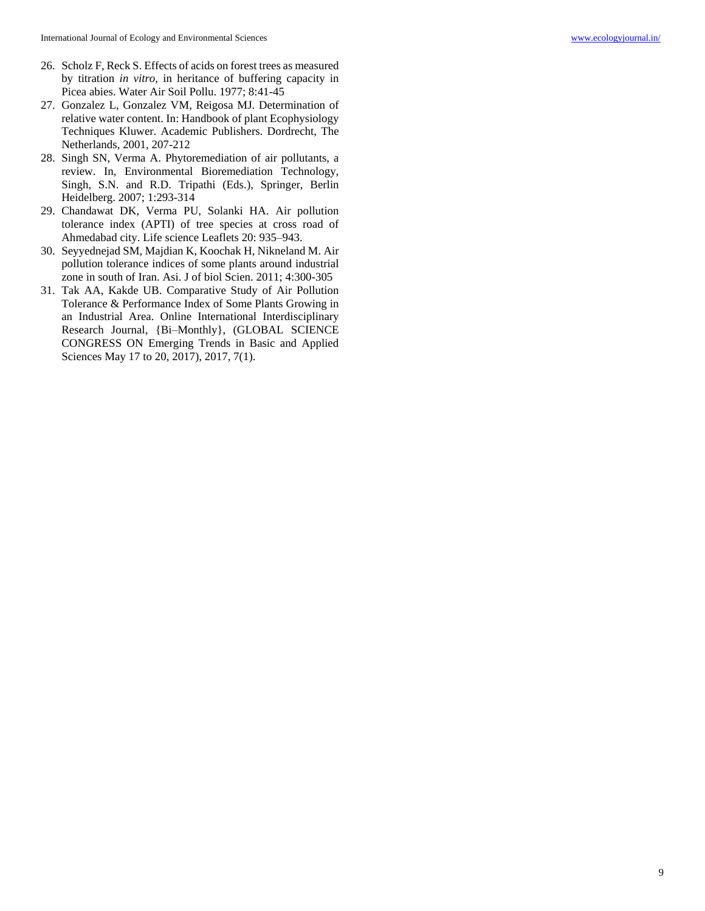26. Scholz F, Reck S. Effects of acids on forest trees as measured by titration *in vitro*, in heritance of buffering capacity in Picea abies. Water Air Soil Pollu. 1977; 8:41-45
27. Gonzalez L, Gonzalez VM, Reigosa MJ. Determination of relative water content. In: Handbook of plant Ecophysiology Techniques Kluwer. Academic Publishers. Dordrecht, The Netherlands, 2001, 207-212
28. Singh SN, Verma A. Phytoremediation of air pollutants, a review. In, Environmental Bioremediation Technology, Singh, S.N. and R.D. Tripathi (Eds.), Springer, Berlin Heidelberg. 2007; 1:293-314
29. Chandawat DK, Verma PU, Solanki HA. Air pollution tolerance index (APTI) of tree species at cross road of Ahmedabad city. Life science Leaflets 20: 935–943.
30. Seyyednejad SM, Majdian K, Koochak H, Nikneland M. Air pollution tolerance indices of some plants around industrial zone in south of Iran. Asi. J of biol Scien. 2011; 4:300-305
31. Tak AA, Kakde UB. Comparative Study of Air Pollution Tolerance & Performance Index of Some Plants Growing in an Industrial Area. Online International Interdisciplinary Research Journal, {Bi–Monthly}, (GLOBAL SCIENCE CONGRESS ON Emerging Trends in Basic and Applied Sciences May 17 to 20, 2017), 2017, 7(1).